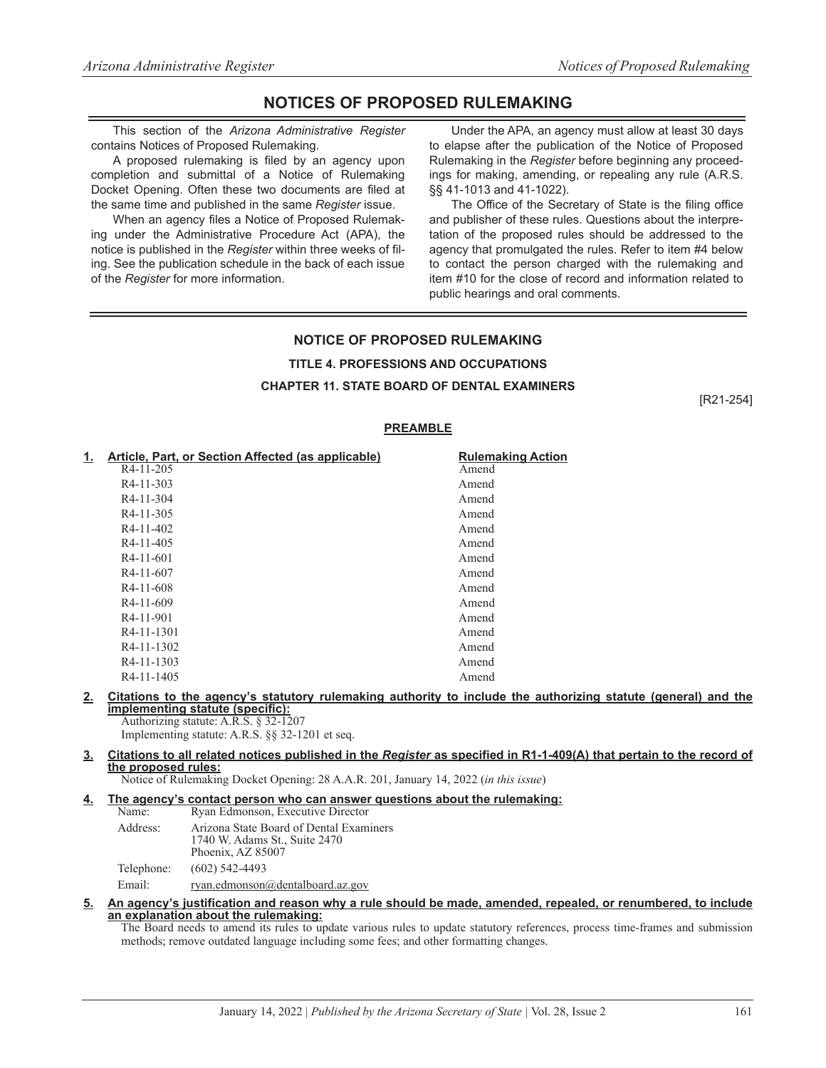# NOTICES OF PROPOSED RULEMAKING

This section of the *Arizona Administrative Register* contains Notices of Proposed Rulemaking.

A proposed rulemaking is filed by an agency upon completion and submittal of a Notice of Rulemaking Docket Opening. Often these two documents are filed at the same time and published in the same *Register* issue.

When an agency files a Notice of Proposed Rulemaking under the Administrative Procedure Act (APA), the notice is published in the *Register* within three weeks of filing. See the publication schedule in the back of each issue of the *Register* for more information.

Under the APA, an agency must allow at least 30 days to elapse after the publication of the Notice of Proposed Rulemaking in the *Register* before beginning any proceedings for making, amending, or repealing any rule (A.R.S. §§ 41-1013 and 41-1022).

The Office of the Secretary of State is the filing office and publisher of these rules. Questions about the interpretation of the proposed rules should be addressed to the agency that promulgated the rules. Refer to item #4 below to contact the person charged with the rulemaking and item #10 for the close of record and information related to public hearings and oral comments.

## NOTICE OF PROPOSED RULEMAKING

### TITLE 4. PROFESSIONS AND OCCUPATIONS

### CHAPTER 11. STATE BOARD OF DENTAL EXAMINERS

[R21-254]

### PREAMBLE

**1. Article, Part, or Section Affected (as applicable) — Rulemaking Action**

| Article, Part, or Section Affected (as applicable) | Rulemaking Action |
|---|---|
| R4-11-205 | Amend |
| R4-11-303 | Amend |
| R4-11-304 | Amend |
| R4-11-305 | Amend |
| R4-11-402 | Amend |
| R4-11-405 | Amend |
| R4-11-601 | Amend |
| R4-11-607 | Amend |
| R4-11-608 | Amend |
| R4-11-609 | Amend |
| R4-11-901 | Amend |
| R4-11-1301 | Amend |
| R4-11-1302 | Amend |
| R4-11-1303 | Amend |
| R4-11-1405 | Amend |

**2. Citations to the agency's statutory rulemaking authority to include the authorizing statute (general) and the implementing statute (specific):**

Authorizing statute: A.R.S. § 32-1207

Implementing statute: A.R.S. §§ 32-1201 et seq.

**3. Citations to all related notices published in the *Register* as specified in R1-1-409(A) that pertain to the record of the proposed rules:**

Notice of Rulemaking Docket Opening: 28 A.A.R. 201, January 14, 2022 (*in this issue*)

**4. The agency's contact person who can answer questions about the rulemaking:**

Name: Ryan Edmonson, Executive Director

Address: Arizona State Board of Dental Examiners
1740 W. Adams St., Suite 2470
Phoenix, AZ 85007

Telephone: (602) 542-4493

Email: ryan.edmonson@dentalboard.az.gov

**5. An agency's justification and reason why a rule should be made, amended, repealed, or renumbered, to include an explanation about the rulemaking:**

The Board needs to amend its rules to update various rules to update statutory references, process time-frames and submission methods; remove outdated language including some fees; and other formatting changes.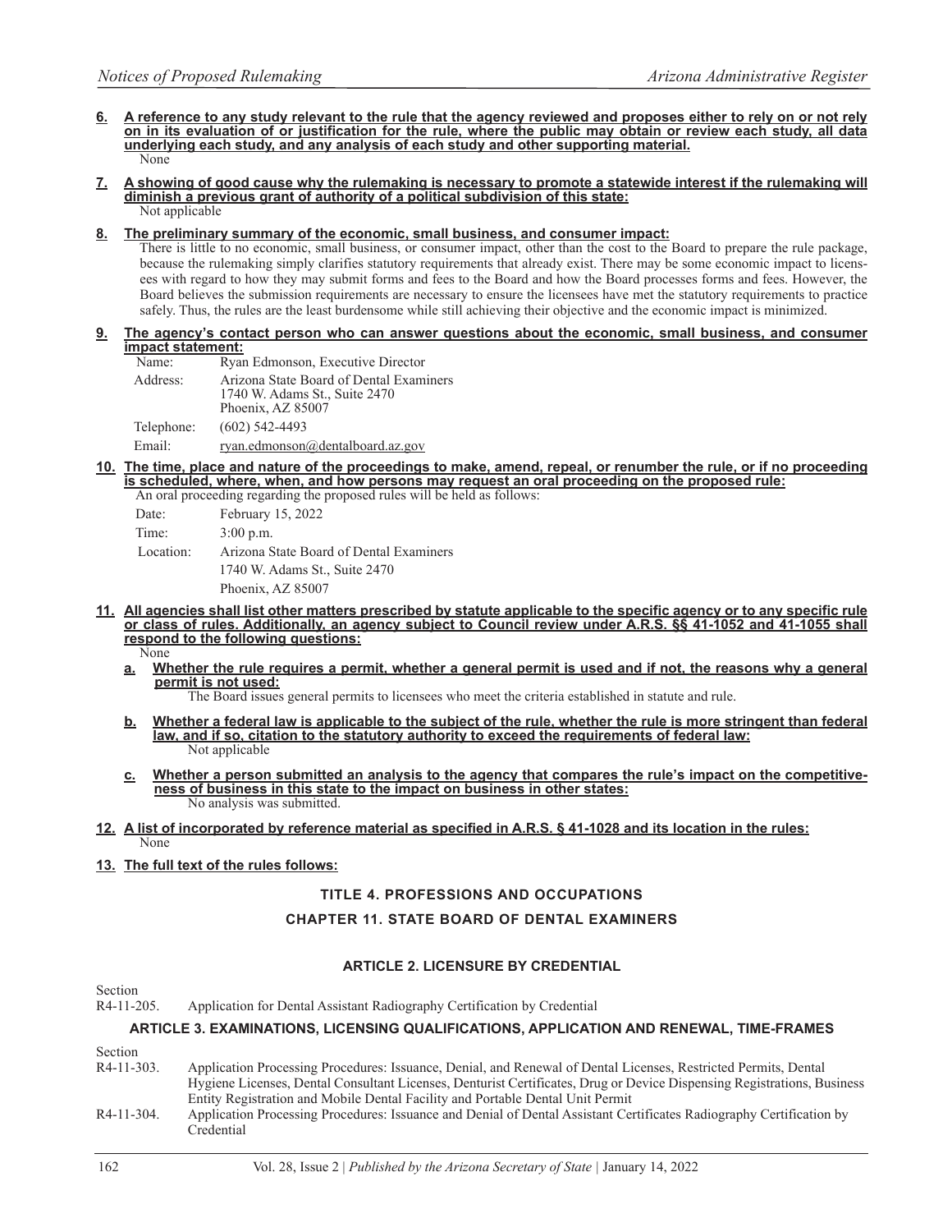**6. A reference to any study relevant to the rule that the agency reviewed and proposes either to rely on or not rely on in its evaluation of or justification for the rule, where the public may obtain or review each study, all data underlying each study, and any analysis of each study and other supporting material.**

None

**7. A showing of good cause why the rulemaking is necessary to promote a statewide interest if the rulemaking will diminish a previous grant of authority of a political subdivision of this state:**

Not applicable

**8. The preliminary summary of the economic, small business, and consumer impact:**

There is little to no economic, small business, or consumer impact, other than the cost to the Board to prepare the rule package, because the rulemaking simply clarifies statutory requirements that already exist. There may be some economic impact to licensees with regard to how they may submit forms and fees to the Board and how the Board processes forms and fees. However, the Board believes the submission requirements are necessary to ensure the licensees have met the statutory requirements to practice safely. Thus, the rules are the least burdensome while still achieving their objective and the economic impact is minimized.

**9. The agency's contact person who can answer questions about the economic, small business, and consumer impact statement:**

Name: Ryan Edmonson, Executive Director

Address: Arizona State Board of Dental Examiners
1740 W. Adams St., Suite 2470
Phoenix, AZ 85007

Telephone: (602) 542-4493

Email: ryan.edmonson@dentalboard.az.gov

**10. The time, place and nature of the proceedings to make, amend, repeal, or renumber the rule, or if no proceeding is scheduled, where, when, and how persons may request an oral proceeding on the proposed rule:**

An oral proceeding regarding the proposed rules will be held as follows:

Date: February 15, 2022

Time: 3:00 p.m.

Location: Arizona State Board of Dental Examiners
1740 W. Adams St., Suite 2470
Phoenix, AZ 85007

**11. All agencies shall list other matters prescribed by statute applicable to the specific agency or to any specific rule or class of rules. Additionally, an agency subject to Council review under A.R.S. §§ 41-1052 and 41-1055 shall respond to the following questions:**

None

**a. Whether the rule requires a permit, whether a general permit is used and if not, the reasons why a general permit is not used:**

The Board issues general permits to licensees who meet the criteria established in statute and rule.

**b. Whether a federal law is applicable to the subject of the rule, whether the rule is more stringent than federal law, and if so, citation to the statutory authority to exceed the requirements of federal law:**

Not applicable

**c. Whether a person submitted an analysis to the agency that compares the rule's impact on the competitiveness of business in this state to the impact on business in other states:**

No analysis was submitted.

**12. A list of incorporated by reference material as specified in A.R.S. § 41-1028 and its location in the rules:**

None

**13. The full text of the rules follows:**

## TITLE 4. PROFESSIONS AND OCCUPATIONS

## CHAPTER 11. STATE BOARD OF DENTAL EXAMINERS

### ARTICLE 2. LICENSURE BY CREDENTIAL

Section
R4-11-205. Application for Dental Assistant Radiography Certification by Credential

### ARTICLE 3. EXAMINATIONS, LICENSING QUALIFICATIONS, APPLICATION AND RENEWAL, TIME-FRAMES

Section
R4-11-303. Application Processing Procedures: Issuance, Denial, and Renewal of Dental Licenses, Restricted Permits, Dental Hygiene Licenses, Dental Consultant Licenses, Denturist Certificates, Drug or Device Dispensing Registrations, Business Entity Registration and Mobile Dental Facility and Portable Dental Unit Permit
R4-11-304. Application Processing Procedures: Issuance and Denial of Dental Assistant Certificates Radiography Certification by Credential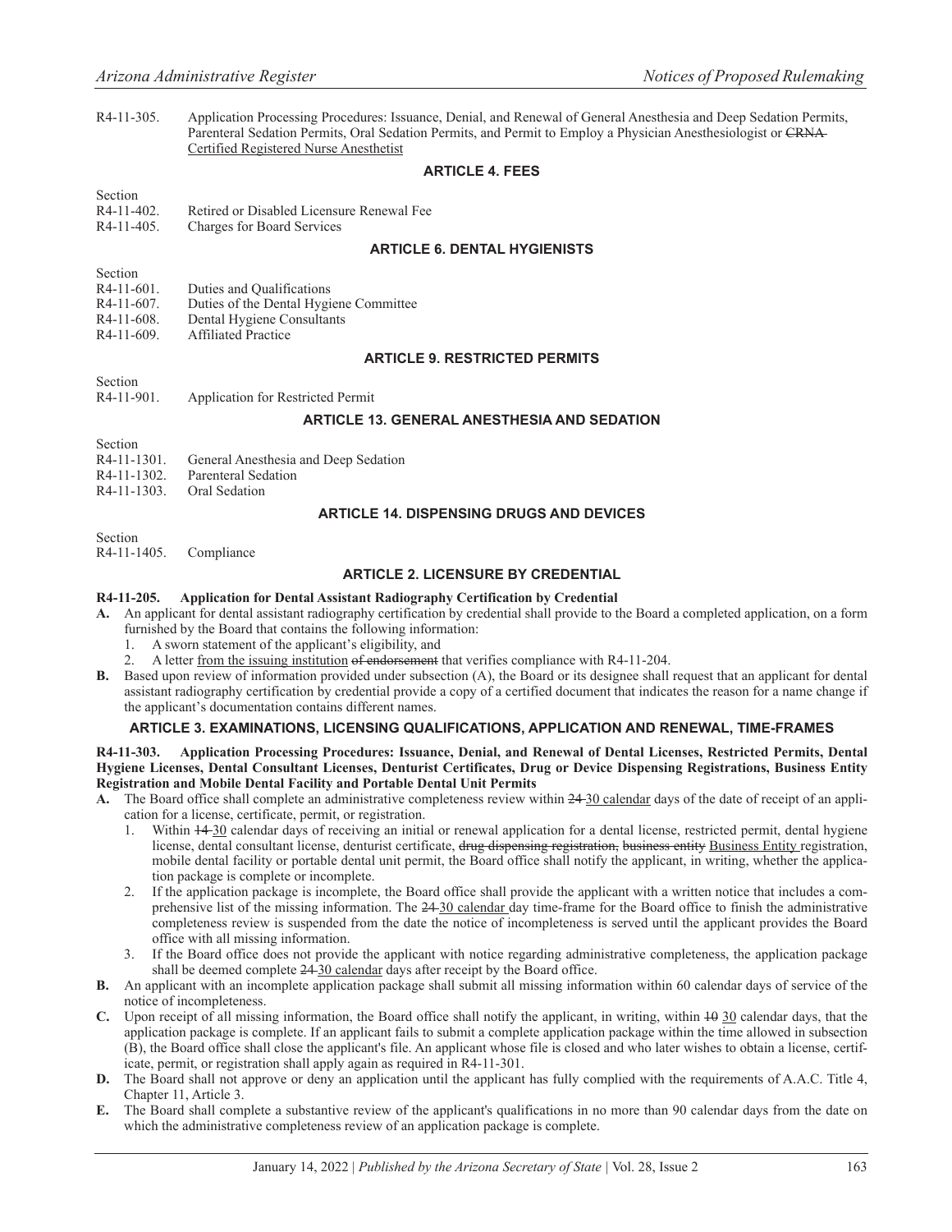R4-11-305. Application Processing Procedures: Issuance, Denial, and Renewal of General Anesthesia and Deep Sedation Permits, Parenteral Sedation Permits, Oral Sedation Permits, and Permit to Employ a Physician Anesthesiologist or ~~CRNA~~ <u>Certified Registered Nurse Anesthetist</u>

**ARTICLE 4. FEES**

Section
R4-11-402. Retired or Disabled Licensure Renewal Fee
R4-11-405. Charges for Board Services

**ARTICLE 6. DENTAL HYGIENISTS**

Section
R4-11-601. Duties and Qualifications
R4-11-607. Duties of the Dental Hygiene Committee
R4-11-608. Dental Hygiene Consultants
R4-11-609. Affiliated Practice

**ARTICLE 9. RESTRICTED PERMITS**

Section
R4-11-901. Application for Restricted Permit

**ARTICLE 13. GENERAL ANESTHESIA AND SEDATION**

Section
R4-11-1301. General Anesthesia and Deep Sedation
R4-11-1302. Parenteral Sedation
R4-11-1303. Oral Sedation

**ARTICLE 14. DISPENSING DRUGS AND DEVICES**

Section
R4-11-1405. Compliance

## ARTICLE 2. LICENSURE BY CREDENTIAL

**R4-11-205. Application for Dental Assistant Radiography Certification by Credential**

**A.** An applicant for dental assistant radiography certification by credential shall provide to the Board a completed application, on a form furnished by the Board that contains the following information:
   1. A sworn statement of the applicant's eligibility, and
   2. A letter <u>from the issuing institution</u> ~~of endorsement~~ that verifies compliance with R4-11-204.

**B.** Based upon review of information provided under subsection (A), the Board or its designee shall request that an applicant for dental assistant radiography certification by credential provide a copy of a certified document that indicates the reason for a name change if the applicant's documentation contains different names.

## ARTICLE 3. EXAMINATIONS, LICENSING QUALIFICATIONS, APPLICATION AND RENEWAL, TIME-FRAMES

**R4-11-303. Application Processing Procedures: Issuance, Denial, and Renewal of Dental Licenses, Restricted Permits, Dental Hygiene Licenses, Dental Consultant Licenses, Denturist Certificates, Drug or Device Dispensing Registrations, Business Entity Registration and Mobile Dental Facility and Portable Dental Unit Permits**

**A.** The Board office shall complete an administrative completeness review within ~~24~~ <u>30 calendar</u> days of the date of receipt of an application for a license, certificate, permit, or registration.
   1. Within ~~14~~ <u>30</u> calendar days of receiving an initial or renewal application for a dental license, restricted permit, dental hygiene license, dental consultant license, denturist certificate, ~~drug dispensing registration, business entity~~ <u>Business Entity</u> registration, mobile dental facility or portable dental unit permit, the Board office shall notify the applicant, in writing, whether the application package is complete or incomplete.
   2. If the application package is incomplete, the Board office shall provide the applicant with a written notice that includes a comprehensive list of the missing information. The ~~24~~ <u>30 calendar</u> day time-frame for the Board office to finish the administrative completeness review is suspended from the date the notice of incompleteness is served until the applicant provides the Board office with all missing information.
   3. If the Board office does not provide the applicant with notice regarding administrative completeness, the application package shall be deemed complete ~~24~~ <u>30 calendar</u> days after receipt by the Board office.

**B.** An applicant with an incomplete application package shall submit all missing information within 60 calendar days of service of the notice of incompleteness.

**C.** Upon receipt of all missing information, the Board office shall notify the applicant, in writing, within ~~10~~ <u>30</u> calendar days, that the application package is complete. If an applicant fails to submit a complete application package within the time allowed in subsection (B), the Board office shall close the applicant's file. An applicant whose file is closed and who later wishes to obtain a license, certificate, permit, or registration shall apply again as required in R4-11-301.

**D.** The Board shall not approve or deny an application until the applicant has fully complied with the requirements of A.A.C. Title 4, Chapter 11, Article 3.

**E.** The Board shall complete a substantive review of the applicant's qualifications in no more than 90 calendar days from the date on which the administrative completeness review of an application package is complete.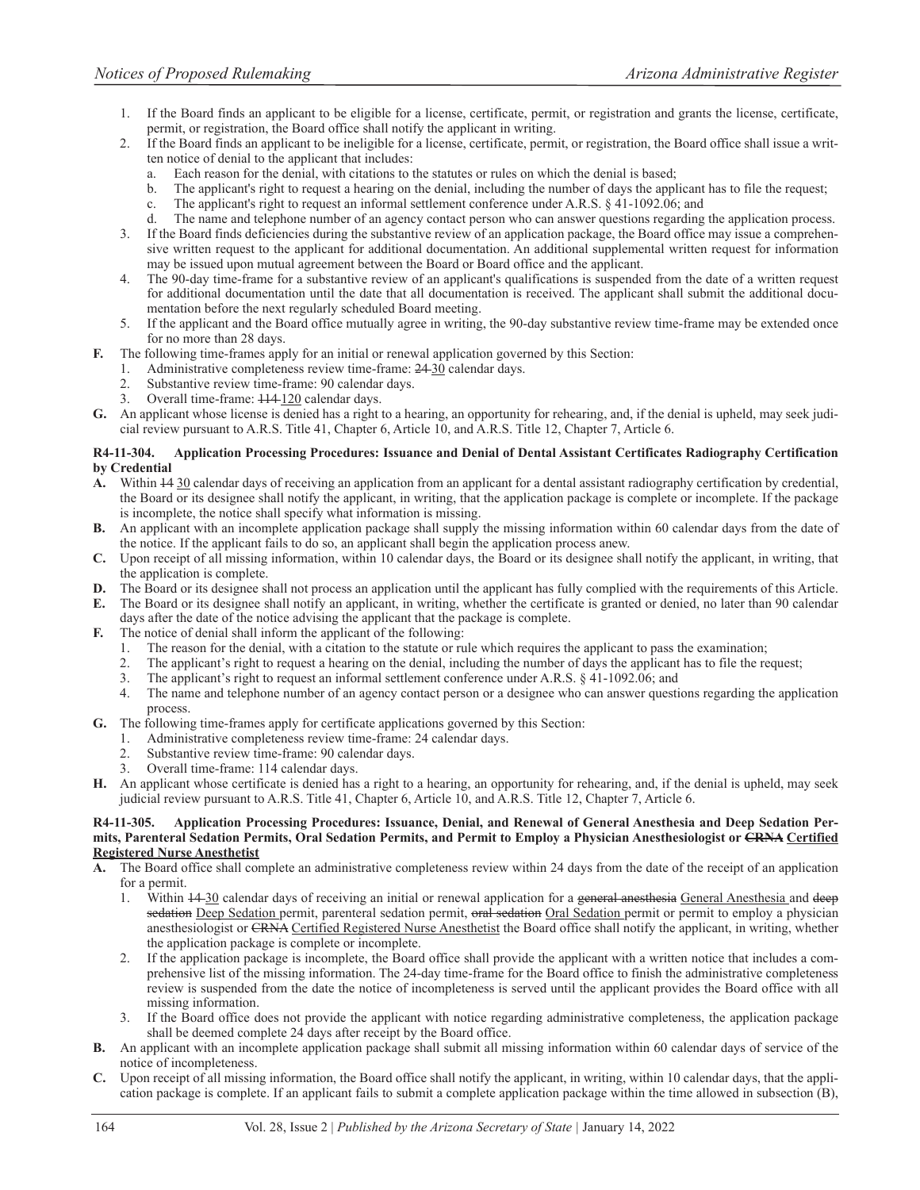1. If the Board finds an applicant to be eligible for a license, certificate, permit, or registration and grants the license, certificate, permit, or registration, the Board office shall notify the applicant in writing.
2. If the Board finds an applicant to be ineligible for a license, certificate, permit, or registration, the Board office shall issue a written notice of denial to the applicant that includes:
   a. Each reason for the denial, with citations to the statutes or rules on which the denial is based;
   b. The applicant's right to request a hearing on the denial, including the number of days the applicant has to file the request;
   c. The applicant's right to request an informal settlement conference under A.R.S. § 41-1092.06; and
   d. The name and telephone number of an agency contact person who can answer questions regarding the application process.
3. If the Board finds deficiencies during the substantive review of an application package, the Board office may issue a comprehensive written request to the applicant for additional documentation. An additional supplemental written request for information may be issued upon mutual agreement between the Board or Board office and the applicant.
4. The 90-day time-frame for a substantive review of an applicant's qualifications is suspended from the date of a written request for additional documentation until the date that all documentation is received. The applicant shall submit the additional documentation before the next regularly scheduled Board meeting.
5. If the applicant and the Board office mutually agree in writing, the 90-day substantive review time-frame may be extended once for no more than 28 days.

**F.** The following time-frames apply for an initial or renewal application governed by this Section:
1. Administrative completeness review time-frame: ~~24~~ 30 calendar days.
2. Substantive review time-frame: 90 calendar days.
3. Overall time-frame: ~~114~~ 120 calendar days.

**G.** An applicant whose license is denied has a right to a hearing, an opportunity for rehearing, and, if the denial is upheld, may seek judicial review pursuant to A.R.S. Title 41, Chapter 6, Article 10, and A.R.S. Title 12, Chapter 7, Article 6.

**R4-11-304. Application Processing Procedures: Issuance and Denial of Dental Assistant Certificates Radiography Certification by Credential**

**A.** Within ~~14~~ 30 calendar days of receiving an application from an applicant for a dental assistant radiography certification by credential, the Board or its designee shall notify the applicant, in writing, that the application package is complete or incomplete. If the package is incomplete, the notice shall specify what information is missing.

**B.** An applicant with an incomplete application package shall supply the missing information within 60 calendar days from the date of the notice. If the applicant fails to do so, an applicant shall begin the application process anew.

**C.** Upon receipt of all missing information, within 10 calendar days, the Board or its designee shall notify the applicant, in writing, that the application is complete.

**D.** The Board or its designee shall not process an application until the applicant has fully complied with the requirements of this Article.

**E.** The Board or its designee shall notify an applicant, in writing, whether the certificate is granted or denied, no later than 90 calendar days after the date of the notice advising the applicant that the package is complete.

**F.** The notice of denial shall inform the applicant of the following:
1. The reason for the denial, with a citation to the statute or rule which requires the applicant to pass the examination;
2. The applicant's right to request a hearing on the denial, including the number of days the applicant has to file the request;
3. The applicant's right to request an informal settlement conference under A.R.S. § 41-1092.06; and
4. The name and telephone number of an agency contact person or a designee who can answer questions regarding the application process.

**G.** The following time-frames apply for certificate applications governed by this Section:
1. Administrative completeness review time-frame: 24 calendar days.
2. Substantive review time-frame: 90 calendar days.
3. Overall time-frame: 114 calendar days.

**H.** An applicant whose certificate is denied has a right to a hearing, an opportunity for rehearing, and, if the denial is upheld, may seek judicial review pursuant to A.R.S. Title 41, Chapter 6, Article 10, and A.R.S. Title 12, Chapter 7, Article 6.

**R4-11-305. Application Processing Procedures: Issuance, Denial, and Renewal of General Anesthesia and Deep Sedation Permits, Parenteral Sedation Permits, Oral Sedation Permits, and Permit to Employ a Physician Anesthesiologist or ~~CRNA~~ Certified Registered Nurse Anesthetist**

**A.** The Board office shall complete an administrative completeness review within 24 days from the date of the receipt of an application for a permit.
1. Within ~~14~~ 30 calendar days of receiving an initial or renewal application for a ~~general anesthesia~~ General Anesthesia and ~~deep sedation~~ Deep Sedation permit, parenteral sedation permit, ~~oral sedation~~ Oral Sedation permit or permit to employ a physician anesthesiologist or ~~CRNA~~ Certified Registered Nurse Anesthetist the Board office shall notify the applicant, in writing, whether the application package is complete or incomplete.
2. If the application package is incomplete, the Board office shall provide the applicant with a written notice that includes a comprehensive list of the missing information. The 24-day time-frame for the Board office to finish the administrative completeness review is suspended from the date the notice of incompleteness is served until the applicant provides the Board office with all missing information.
3. If the Board office does not provide the applicant with notice regarding administrative completeness, the application package shall be deemed complete 24 days after receipt by the Board office.

**B.** An applicant with an incomplete application package shall submit all missing information within 60 calendar days of service of the notice of incompleteness.

**C.** Upon receipt of all missing information, the Board office shall notify the applicant, in writing, within 10 calendar days, that the application package is complete. If an applicant fails to submit a complete application package within the time allowed in subsection (B),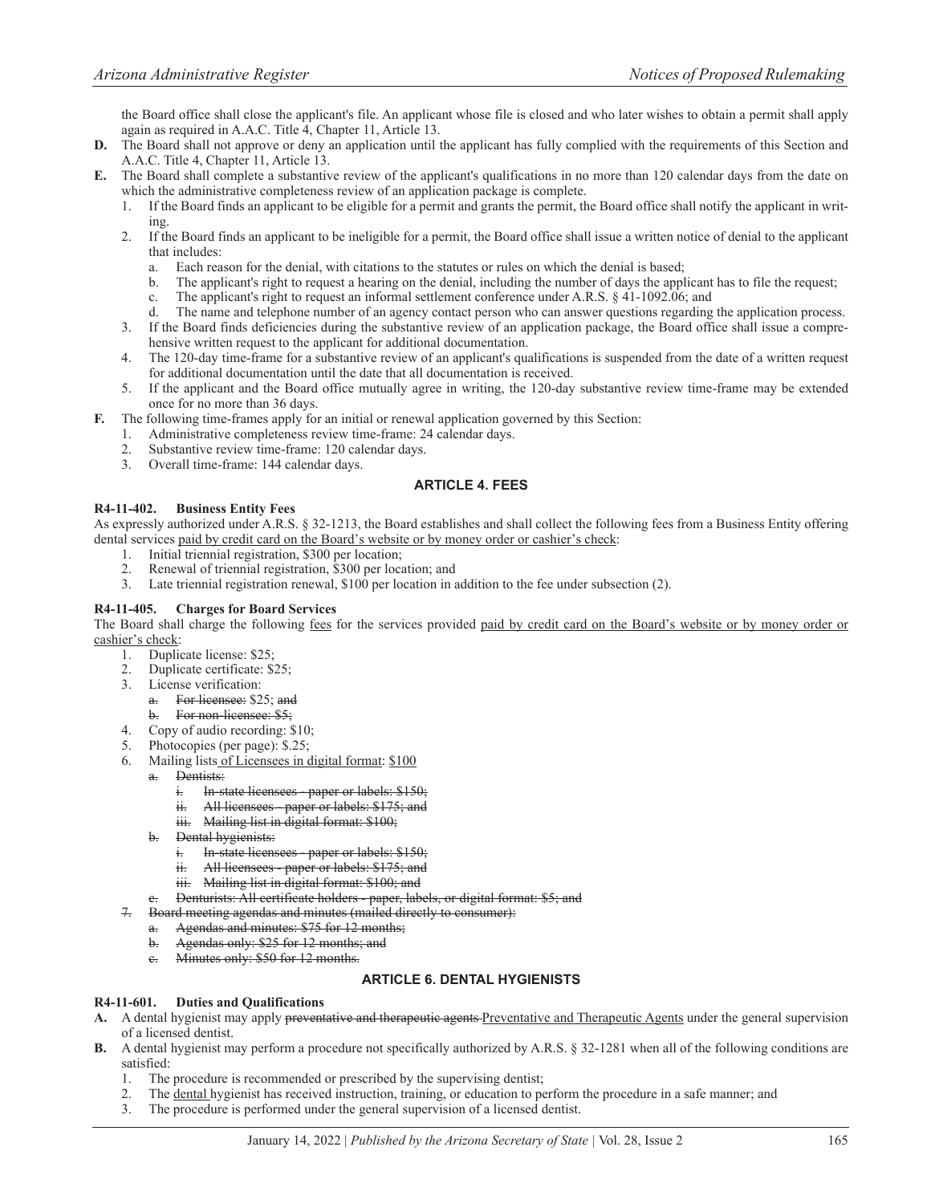the Board office shall close the applicant's file. An applicant whose file is closed and who later wishes to obtain a permit shall apply again as required in A.A.C. Title 4, Chapter 11, Article 13.

**D.** The Board shall not approve or deny an application until the applicant has fully complied with the requirements of this Section and A.A.C. Title 4, Chapter 11, Article 13.

**E.** The Board shall complete a substantive review of the applicant's qualifications in no more than 120 calendar days from the date on which the administrative completeness review of an application package is complete.

1. If the Board finds an applicant to be eligible for a permit and grants the permit, the Board office shall notify the applicant in writing.
2. If the Board finds an applicant to be ineligible for a permit, the Board office shall issue a written notice of denial to the applicant that includes:
   a. Each reason for the denial, with citations to the statutes or rules on which the denial is based;
   b. The applicant's right to request a hearing on the denial, including the number of days the applicant has to file the request;
   c. The applicant's right to request an informal settlement conference under A.R.S. § 41-1092.06; and
   d. The name and telephone number of an agency contact person who can answer questions regarding the application process.
3. If the Board finds deficiencies during the substantive review of an application package, the Board office shall issue a comprehensive written request to the applicant for additional documentation.
4. The 120-day time-frame for a substantive review of an applicant's qualifications is suspended from the date of a written request for additional documentation until the date that all documentation is received.
5. If the applicant and the Board office mutually agree in writing, the 120-day substantive review time-frame may be extended once for no more than 36 days.

**F.** The following time-frames apply for an initial or renewal application governed by this Section:

1. Administrative completeness review time-frame: 24 calendar days.
2. Substantive review time-frame: 120 calendar days.
3. Overall time-frame: 144 calendar days.

## ARTICLE 4. FEES

**R4-11-402. Business Entity Fees**

As expressly authorized under A.R.S. § 32-1213, the Board establishes and shall collect the following fees from a Business Entity offering dental services <u>paid by credit card on the Board's website or by money order or cashier's check</u>:

1. Initial triennial registration, $300 per location;
2. Renewal of triennial registration, $300 per location; and
3. Late triennial registration renewal, $100 per location in addition to the fee under subsection (2).

**R4-11-405. Charges for Board Services**

The Board shall charge the following <u>fees</u> for the services provided <u>paid by credit card on the Board's website or by money order or cashier's check</u>:

1. Duplicate license: $25;
2. Duplicate certificate: $25;
3. License verification:
   ~~a. For licensee:~~ $25; ~~and~~
   ~~b. For non-licensee: $5;~~
4. Copy of audio recording: $10;
5. Photocopies (per page): $.25;
6. Mailing lists<u> of Licensees in digital format</u>: <u>$100</u>
   ~~a. Dentists:~~
      ~~i. In-state licensees - paper or labels: $150;~~
      ~~ii. All licensees - paper or labels: $175; and~~
      ~~iii. Mailing list in digital format: $100;~~
   ~~b. Dental hygienists:~~
      ~~i. In-state licensees - paper or labels: $150;~~
      ~~ii. All licensees - paper or labels: $175; and~~
      ~~iii. Mailing list in digital format: $100; and~~
   ~~c. Denturists: All certificate holders - paper, labels, or digital format: $5; and~~
7. ~~Board meeting agendas and minutes (mailed directly to consumer):~~
   ~~a. Agendas and minutes: $75 for 12 months;~~
   ~~b. Agendas only: $25 for 12 months; and~~
   ~~c. Minutes only: $50 for 12 months.~~

## ARTICLE 6. DENTAL HYGIENISTS

**R4-11-601. Duties and Qualifications**

**A.** A dental hygienist may apply ~~preventative and therapeutic agents~~ <u>Preventative and Therapeutic Agents</u> under the general supervision of a licensed dentist.

**B.** A dental hygienist may perform a procedure not specifically authorized by A.R.S. § 32-1281 when all of the following conditions are satisfied:

1. The procedure is recommended or prescribed by the supervising dentist;
2. The <u>dental</u> hygienist has received instruction, training, or education to perform the procedure in a safe manner; and
3. The procedure is performed under the general supervision of a licensed dentist.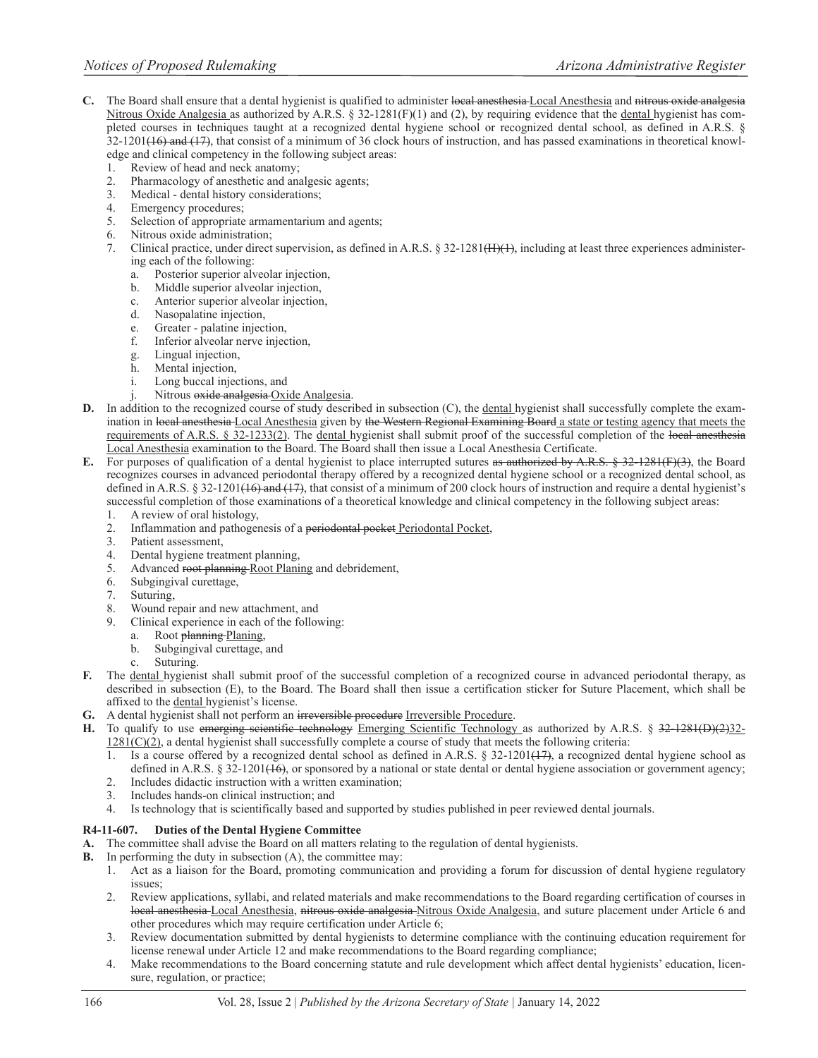**C.** The Board shall ensure that a dental hygienist is qualified to administer ~~local anesthesia~~ <u>Local Anesthesia</u> and ~~nitrous oxide analgesia~~ <u>Nitrous Oxide Analgesia</u> as authorized by A.R.S. § 32-1281(F)(1) and (2), by requiring evidence that the <u>dental</u> hygienist has completed courses in techniques taught at a recognized dental hygiene school or recognized dental school, as defined in A.R.S. § 32-1201~~(16) and (17)~~, that consist of a minimum of 36 clock hours of instruction, and has passed examinations in theoretical knowledge and clinical competency in the following subject areas:

1. Review of head and neck anatomy;
2. Pharmacology of anesthetic and analgesic agents;
3. Medical - dental history considerations;
4. Emergency procedures;
5. Selection of appropriate armamentarium and agents;
6. Nitrous oxide administration;
7. Clinical practice, under direct supervision, as defined in A.R.S. § 32-1281~~(H)(1)~~, including at least three experiences administering each of the following:
   a. Posterior superior alveolar injection,
   b. Middle superior alveolar injection,
   c. Anterior superior alveolar injection,
   d. Nasopalatine injection,
   e. Greater - palatine injection,
   f. Inferior alveolar nerve injection,
   g. Lingual injection,
   h. Mental injection,
   i. Long buccal injections, and
   j. Nitrous ~~oxide analgesia~~ <u>Oxide Analgesia</u>.

**D.** In addition to the recognized course of study described in subsection (C), the <u>dental</u> hygienist shall successfully complete the examination in ~~local anesthesia~~ <u>Local Anesthesia</u> given by ~~the Western Regional Examining Board~~ <u>a state or testing agency that meets the requirements of A.R.S. § 32-1233(2)</u>. The <u>dental</u> hygienist shall submit proof of the successful completion of the ~~local anesthesia~~ <u>Local Anesthesia</u> examination to the Board. The Board shall then issue a Local Anesthesia Certificate.

**E.** For purposes of qualification of a dental hygienist to place interrupted sutures ~~as authorized by A.R.S. § 32-1281(F)(3)~~, the Board recognizes courses in advanced periodontal therapy offered by a recognized dental hygiene school or a recognized dental school, as defined in A.R.S. § 32-1201~~(16) and (17)~~, that consist of a minimum of 200 clock hours of instruction and require a dental hygienist's successful completion of those examinations of a theoretical knowledge and clinical competency in the following subject areas:

1. A review of oral histology,
2. Inflammation and pathogenesis of a ~~periodontal pocket~~ <u>Periodontal Pocket</u>,
3. Patient assessment,
4. Dental hygiene treatment planning,
5. Advanced ~~root planning~~ <u>Root Planing</u> and debridement,
6. Subgingival curettage,
7. Suturing,
8. Wound repair and new attachment, and
9. Clinical experience in each of the following:
   a. Root ~~planning~~ <u>Planing</u>,
   b. Subgingival curettage, and
   c. Suturing.

**F.** The <u>dental</u> hygienist shall submit proof of the successful completion of a recognized course in advanced periodontal therapy, as described in subsection (E), to the Board. The Board shall then issue a certification sticker for Suture Placement, which shall be affixed to the <u>dental</u> hygienist's license.

**G.** A dental hygienist shall not perform an ~~irreversible procedure~~ <u>Irreversible Procedure</u>.

**H.** To qualify to use ~~emerging scientific technology~~ <u>Emerging Scientific Technology</u> as authorized by A.R.S. § ~~32-1281(D)(2)~~<u>32-1281(C)(2)</u>, a dental hygienist shall successfully complete a course of study that meets the following criteria:

1. Is a course offered by a recognized dental school as defined in A.R.S. § 32-1201~~(17)~~, a recognized dental hygiene school as defined in A.R.S. § 32-1201~~(16)~~, or sponsored by a national or state dental or dental hygiene association or government agency;
2. Includes didactic instruction with a written examination;
3. Includes hands-on clinical instruction; and
4. Is technology that is scientifically based and supported by studies published in peer reviewed dental journals.

### R4-11-607. Duties of the Dental Hygiene Committee

**A.** The committee shall advise the Board on all matters relating to the regulation of dental hygienists.

**B.** In performing the duty in subsection (A), the committee may:

1. Act as a liaison for the Board, promoting communication and providing a forum for discussion of dental hygiene regulatory issues;
2. Review applications, syllabi, and related materials and make recommendations to the Board regarding certification of courses in ~~local anesthesia~~ <u>Local Anesthesia</u>, ~~nitrous oxide analgesia~~ <u>Nitrous Oxide Analgesia</u>, and suture placement under Article 6 and other procedures which may require certification under Article 6;
3. Review documentation submitted by dental hygienists to determine compliance with the continuing education requirement for license renewal under Article 12 and make recommendations to the Board regarding compliance;
4. Make recommendations to the Board concerning statute and rule development which affect dental hygienists' education, licensure, regulation, or practice;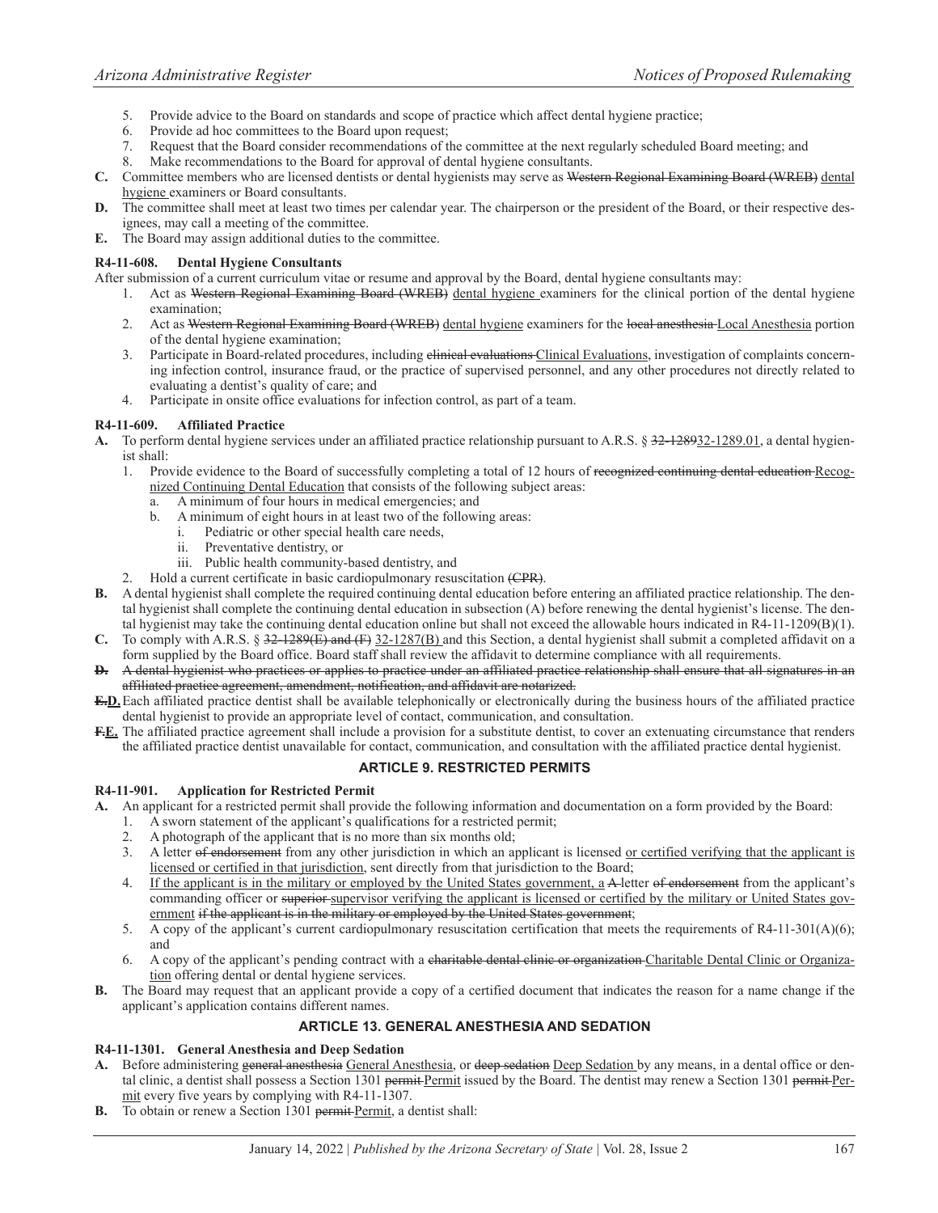5. Provide advice to the Board on standards and scope of practice which affect dental hygiene practice;
6. Provide ad hoc committees to the Board upon request;
7. Request that the Board consider recommendations of the committee at the next regularly scheduled Board meeting; and
8. Make recommendations to the Board for approval of dental hygiene consultants.

**C.** Committee members who are licensed dentists or dental hygienists may serve as ~~Western Regional Examining Board (WREB)~~ <u>dental hygiene</u> examiners or Board consultants.

**D.** The committee shall meet at least two times per calendar year. The chairperson or the president of the Board, or their respective designees, may call a meeting of the committee.

**E.** The Board may assign additional duties to the committee.

### R4-11-608. Dental Hygiene Consultants

After submission of a current curriculum vitae or resume and approval by the Board, dental hygiene consultants may:

1. Act as ~~Western Regional Examining Board (WREB)~~ <u>dental hygiene</u> examiners for the clinical portion of the dental hygiene examination;
2. Act as ~~Western Regional Examining Board (WREB)~~ <u>dental hygiene</u> examiners for the ~~local anesthesia~~ <u>Local Anesthesia</u> portion of the dental hygiene examination;
3. Participate in Board-related procedures, including ~~clinical evaluations~~ <u>Clinical Evaluations</u>, investigation of complaints concerning infection control, insurance fraud, or the practice of supervised personnel, and any other procedures not directly related to evaluating a dentist's quality of care; and
4. Participate in onsite office evaluations for infection control, as part of a team.

### R4-11-609. Affiliated Practice

**A.** To perform dental hygiene services under an affiliated practice relationship pursuant to A.R.S. § ~~32-1289~~<u>32-1289.01</u>, a dental hygienist shall:

1. Provide evidence to the Board of successfully completing a total of 12 hours of ~~recognized continuing dental education~~ <u>Recognized Continuing Dental Education</u> that consists of the following subject areas:
   a. A minimum of four hours in medical emergencies; and
   b. A minimum of eight hours in at least two of the following areas:
      i. Pediatric or other special health care needs,
      ii. Preventative dentistry, or
      iii. Public health community-based dentistry, and
2. Hold a current certificate in basic cardiopulmonary resuscitation ~~(CPR)~~.

**B.** A dental hygienist shall complete the required continuing dental education before entering an affiliated practice relationship. The dental hygienist shall complete the continuing dental education in subsection (A) before renewing the dental hygienist's license. The dental hygienist may take the continuing dental education online but shall not exceed the allowable hours indicated in R4-11-1209(B)(1).

**C.** To comply with A.R.S. § ~~32-1289(E) and (F)~~ <u>32-1287(B)</u> and this Section, a dental hygienist shall submit a completed affidavit on a form supplied by the Board office. Board staff shall review the affidavit to determine compliance with all requirements.

~~**D.** A dental hygienist who practices or applies to practice under an affiliated practice relationship shall ensure that all signatures in an affiliated practice agreement, amendment, notification, and affidavit are notarized.~~

~~**E.**~~<u>**D.**</u> Each affiliated practice dentist shall be available telephonically or electronically during the business hours of the affiliated practice dental hygienist to provide an appropriate level of contact, communication, and consultation.

~~**F.**~~<u>**E.**</u> The affiliated practice agreement shall include a provision for a substitute dentist, to cover an extenuating circumstance that renders the affiliated practice dentist unavailable for contact, communication, and consultation with the affiliated practice dental hygienist.

## ARTICLE 9. RESTRICTED PERMITS

### R4-11-901. Application for Restricted Permit

**A.** An applicant for a restricted permit shall provide the following information and documentation on a form provided by the Board:

1. A sworn statement of the applicant's qualifications for a restricted permit;
2. A photograph of the applicant that is no more than six months old;
3. A letter ~~of endorsement~~ from any other jurisdiction in which an applicant is licensed <u>or certified verifying that the applicant is licensed or certified in that jurisdiction</u>, sent directly from that jurisdiction to the Board;
4. <u>If the applicant is in the military or employed by the United States government, a</u> ~~A~~ letter ~~of endorsement~~ from the applicant's commanding officer or ~~superior~~ <u>supervisor verifying the applicant is licensed or certified by the military or United States government</u> ~~if the applicant is in the military or employed by the United States government~~;
5. A copy of the applicant's current cardiopulmonary resuscitation certification that meets the requirements of R4-11-301(A)(6); and
6. A copy of the applicant's pending contract with a ~~charitable dental clinic or organization~~ <u>Charitable Dental Clinic or Organization</u> offering dental or dental hygiene services.

**B.** The Board may request that an applicant provide a copy of a certified document that indicates the reason for a name change if the applicant's application contains different names.

## ARTICLE 13. GENERAL ANESTHESIA AND SEDATION

### R4-11-1301. General Anesthesia and Deep Sedation

**A.** Before administering ~~general anesthesia~~ <u>General Anesthesia</u>, or ~~deep sedation~~ <u>Deep Sedation</u> by any means, in a dental office or dental clinic, a dentist shall possess a Section 1301 ~~permit~~ <u>Permit</u> issued by the Board. The dentist may renew a Section 1301 ~~permit~~ <u>Permit</u> every five years by complying with R4-11-1307.

**B.** To obtain or renew a Section 1301 ~~permit~~ <u>Permit</u>, a dentist shall: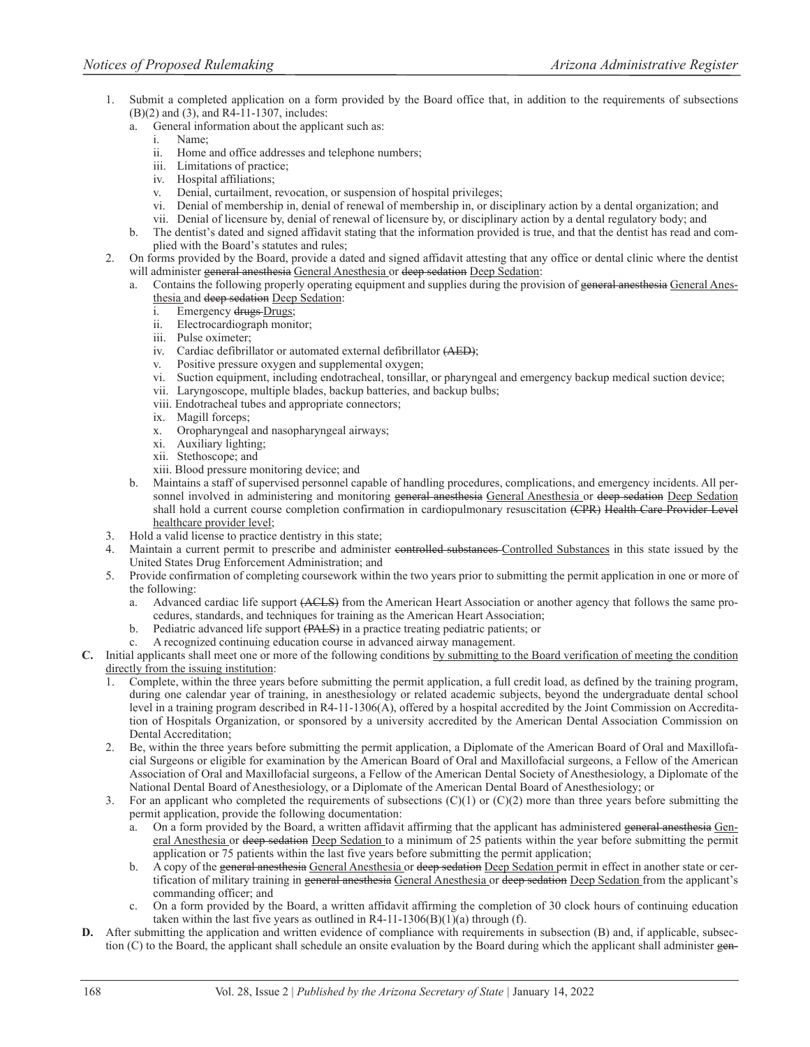1. Submit a completed application on a form provided by the Board office that, in addition to the requirements of subsections (B)(2) and (3), and R4-11-1307, includes:
   a. General information about the applicant such as:
      i. Name;
      ii. Home and office addresses and telephone numbers;
      iii. Limitations of practice;
      iv. Hospital affiliations;
      v. Denial, curtailment, revocation, or suspension of hospital privileges;
      vi. Denial of membership in, denial of renewal of membership in, or disciplinary action by a dental organization; and
      vii. Denial of licensure by, denial of renewal of licensure by, or disciplinary action by a dental regulatory body; and
   b. The dentist's dated and signed affidavit stating that the information provided is true, and that the dentist has read and complied with the Board's statutes and rules;
2. On forms provided by the Board, provide a dated and signed affidavit attesting that any office or dental clinic where the dentist will administer ~~general anesthesia~~ <u>General Anesthesia</u> or ~~deep sedation~~ <u>Deep Sedation</u>:
   a. Contains the following properly operating equipment and supplies during the provision of ~~general anesthesia~~ <u>General Anesthesia</u> and ~~deep sedation~~ <u>Deep Sedation</u>:
      i. Emergency ~~drugs~~ <u>Drugs</u>;
      ii. Electrocardiograph monitor;
      iii. Pulse oximeter;
      iv. Cardiac defibrillator or automated external defibrillator ~~(AED)~~;
      v. Positive pressure oxygen and supplemental oxygen;
      vi. Suction equipment, including endotracheal, tonsillar, or pharyngeal and emergency backup medical suction device;
      vii. Laryngoscope, multiple blades, backup batteries, and backup bulbs;
      viii. Endotracheal tubes and appropriate connectors;
      ix. Magill forceps;
      x. Oropharyngeal and nasopharyngeal airways;
      xi. Auxiliary lighting;
      xii. Stethoscope; and
      xiii. Blood pressure monitoring device; and
   b. Maintains a staff of supervised personnel capable of handling procedures, complications, and emergency incidents. All personnel involved in administering and monitoring ~~general anesthesia~~ <u>General Anesthesia</u> or ~~deep sedation~~ <u>Deep Sedation</u> shall hold a current course completion confirmation in cardiopulmonary resuscitation ~~(CPR) Health Care Provider Level~~ <u>healthcare provider level</u>;
3. Hold a valid license to practice dentistry in this state;
4. Maintain a current permit to prescribe and administer ~~controlled substances~~ <u>Controlled Substances</u> in this state issued by the United States Drug Enforcement Administration; and
5. Provide confirmation of completing coursework within the two years prior to submitting the permit application in one or more of the following:
   a. Advanced cardiac life support ~~(ACLS)~~ from the American Heart Association or another agency that follows the same procedures, standards, and techniques for training as the American Heart Association;
   b. Pediatric advanced life support ~~(PALS)~~ in a practice treating pediatric patients; or
   c. A recognized continuing education course in advanced airway management.

**C.** Initial applicants shall meet one or more of the following conditions <u>by submitting to the Board verification of meeting the condition directly from the issuing institution</u>:

1. Complete, within the three years before submitting the permit application, a full credit load, as defined by the training program, during one calendar year of training, in anesthesiology or related academic subjects, beyond the undergraduate dental school level in a training program described in R4-11-1306(A), offered by a hospital accredited by the Joint Commission on Accreditation of Hospitals Organization, or sponsored by a university accredited by the American Dental Association Commission on Dental Accreditation;
2. Be, within the three years before submitting the permit application, a Diplomate of the American Board of Oral and Maxillofacial Surgeons or eligible for examination by the American Board of Oral and Maxillofacial surgeons, a Fellow of the American Association of Oral and Maxillofacial surgeons, a Fellow of the American Dental Society of Anesthesiology, a Diplomate of the National Dental Board of Anesthesiology, or a Diplomate of the American Dental Board of Anesthesiology; or
3. For an applicant who completed the requirements of subsections (C)(1) or (C)(2) more than three years before submitting the permit application, provide the following documentation:
   a. On a form provided by the Board, a written affidavit affirming that the applicant has administered ~~general anesthesia~~ <u>General Anesthesia</u> or ~~deep sedation~~ <u>Deep Sedation</u> to a minimum of 25 patients within the year before submitting the permit application or 75 patients within the last five years before submitting the permit application;
   b. A copy of the ~~general anesthesia~~ <u>General Anesthesia</u> or ~~deep sedation~~ <u>Deep Sedation</u> permit in effect in another state or certification of military training in ~~general anesthesia~~ <u>General Anesthesia</u> or ~~deep sedation~~ <u>Deep Sedation</u> from the applicant's commanding officer; and
   c. On a form provided by the Board, a written affidavit affirming the completion of 30 clock hours of continuing education taken within the last five years as outlined in R4-11-1306(B)(1)(a) through (f).

**D.** After submitting the application and written evidence of compliance with requirements in subsection (B) and, if applicable, subsection (C) to the Board, the applicant shall schedule an onsite evaluation by the Board during which the applicant shall administer ~~gen-~~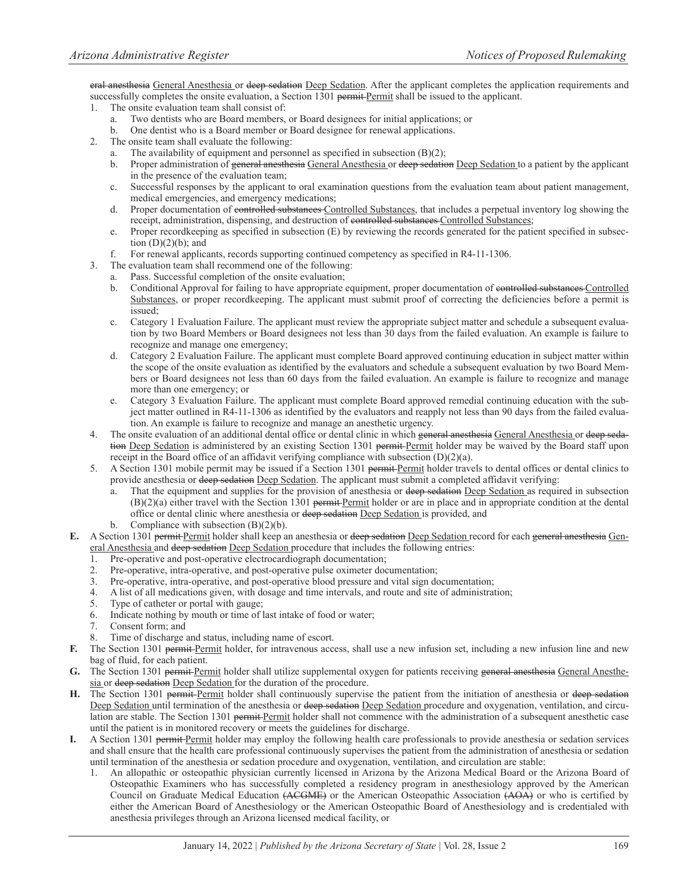~~eral anesthesia~~ <u>General Anesthesia</u> or ~~deep sedation~~ <u>Deep Sedation</u>. After the applicant completes the application requirements and successfully completes the onsite evaluation, a Section 1301 ~~permit~~ <u>Permit</u> shall be issued to the applicant.

1. The onsite evaluation team shall consist of:
   a. Two dentists who are Board members, or Board designees for initial applications; or
   b. One dentist who is a Board member or Board designee for renewal applications.
2. The onsite team shall evaluate the following:
   a. The availability of equipment and personnel as specified in subsection (B)(2);
   b. Proper administration of ~~general anesthesia~~ <u>General Anesthesia</u> or ~~deep sedation~~ <u>Deep Sedation</u> to a patient by the applicant in the presence of the evaluation team;
   c. Successful responses by the applicant to oral examination questions from the evaluation team about patient management, medical emergencies, and emergency medications;
   d. Proper documentation of ~~controlled substances~~ <u>Controlled Substances</u>, that includes a perpetual inventory log showing the receipt, administration, dispensing, and destruction of ~~controlled substances~~ <u>Controlled Substances</u>;
   e. Proper recordkeeping as specified in subsection (E) by reviewing the records generated for the patient specified in subsection (D)(2)(b); and
   f. For renewal applicants, records supporting continued competency as specified in R4-11-1306.
3. The evaluation team shall recommend one of the following:
   a. Pass. Successful completion of the onsite evaluation;
   b. Conditional Approval for failing to have appropriate equipment, proper documentation of ~~controlled substances~~ <u>Controlled Substances</u>, or proper recordkeeping. The applicant must submit proof of correcting the deficiencies before a permit is issued;
   c. Category 1 Evaluation Failure. The applicant must review the appropriate subject matter and schedule a subsequent evaluation by two Board Members or Board designees not less than 30 days from the failed evaluation. An example is failure to recognize and manage one emergency;
   d. Category 2 Evaluation Failure. The applicant must complete Board approved continuing education in subject matter within the scope of the onsite evaluation as identified by the evaluators and schedule a subsequent evaluation by two Board Members or Board designees not less than 60 days from the failed evaluation. An example is failure to recognize and manage more than one emergency; or
   e. Category 3 Evaluation Failure. The applicant must complete Board approved remedial continuing education with the subject matter outlined in R4-11-1306 as identified by the evaluators and reapply not less than 90 days from the failed evaluation. An example is failure to recognize and manage an anesthetic urgency.
4. The onsite evaluation of an additional dental office or dental clinic in which ~~general anesthesia~~ <u>General Anesthesia</u> or ~~deep sedation~~ <u>Deep Sedation</u> is administered by an existing Section 1301 ~~permit~~ <u>Permit</u> holder may be waived by the Board staff upon receipt in the Board office of an affidavit verifying compliance with subsection (D)(2)(a).
5. A Section 1301 mobile permit may be issued if a Section 1301 ~~permit~~ <u>Permit</u> holder travels to dental offices or dental clinics to provide anesthesia or ~~deep sedation~~ <u>Deep Sedation</u>. The applicant must submit a completed affidavit verifying:
   a. That the equipment and supplies for the provision of anesthesia or ~~deep sedation~~ <u>Deep Sedation</u> as required in subsection (B)(2)(a) either travel with the Section 1301 ~~permit~~ <u>Permit</u> holder or are in place and in appropriate condition at the dental office or dental clinic where anesthesia or ~~deep sedation~~ <u>Deep Sedation</u> is provided, and
   b. Compliance with subsection (B)(2)(b).

**E.** A Section 1301 ~~permit~~ <u>Permit</u> holder shall keep an anesthesia or ~~deep sedation~~ <u>Deep Sedation</u> record for each ~~general anesthesia~~ <u>General Anesthesia</u> and ~~deep sedation~~ <u>Deep Sedation</u> procedure that includes the following entries:

1. Pre-operative and post-operative electrocardiograph documentation;
2. Pre-operative, intra-operative, and post-operative pulse oximeter documentation;
3. Pre-operative, intra-operative, and post-operative blood pressure and vital sign documentation;
4. A list of all medications given, with dosage and time intervals, and route and site of administration;
5. Type of catheter or portal with gauge;
6. Indicate nothing by mouth or time of last intake of food or water;
7. Consent form; and
8. Time of discharge and status, including name of escort.

**F.** The Section 1301 ~~permit~~ <u>Permit</u> holder, for intravenous access, shall use a new infusion set, including a new infusion line and new bag of fluid, for each patient.

**G.** The Section 1301 ~~permit~~ <u>Permit</u> holder shall utilize supplemental oxygen for patients receiving ~~general anesthesia~~ <u>General Anesthesia</u> or ~~deep sedation~~ <u>Deep Sedation</u> for the duration of the procedure.

**H.** The Section 1301 ~~permit~~ <u>Permit</u> holder shall continuously supervise the patient from the initiation of anesthesia or ~~deep sedation~~ <u>Deep Sedation</u> until termination of the anesthesia or ~~deep sedation~~ <u>Deep Sedation</u> procedure and oxygenation, ventilation, and circulation are stable. The Section 1301 ~~permit~~ <u>Permit</u> holder shall not commence with the administration of a subsequent anesthetic case until the patient is in monitored recovery or meets the guidelines for discharge.

**I.** A Section 1301 ~~permit~~ <u>Permit</u> holder may employ the following health care professionals to provide anesthesia or sedation services and shall ensure that the health care professional continuously supervises the patient from the administration of anesthesia or sedation until termination of the anesthesia or sedation procedure and oxygenation, ventilation, and circulation are stable:

1. An allopathic or osteopathic physician currently licensed in Arizona by the Arizona Medical Board or the Arizona Board of Osteopathic Examiners who has successfully completed a residency program in anesthesiology approved by the American Council on Graduate Medical Education ~~(ACGME)~~ or the American Osteopathic Association ~~(AOA)~~ or who is certified by either the American Board of Anesthesiology or the American Osteopathic Board of Anesthesiology and is credentialed with anesthesia privileges through an Arizona licensed medical facility, or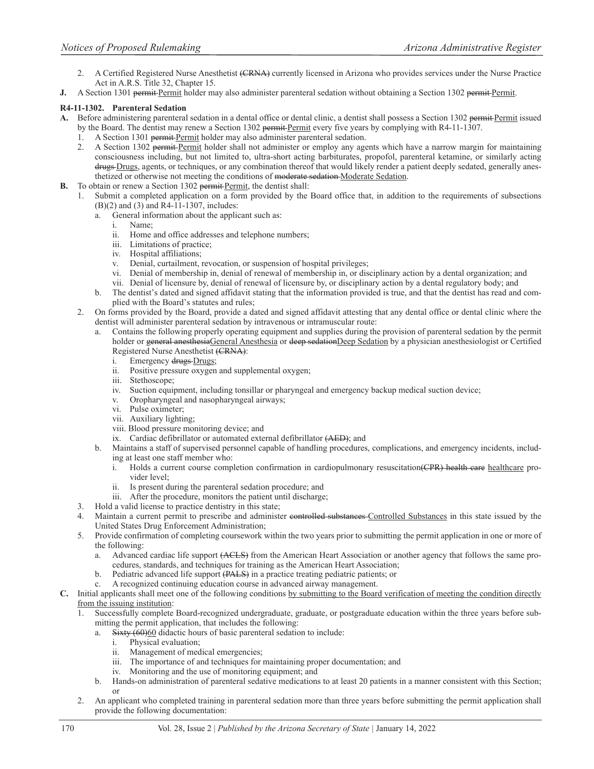2. A Certified Registered Nurse Anesthetist ~~(CRNA)~~ currently licensed in Arizona who provides services under the Nurse Practice Act in A.R.S. Title 32, Chapter 15.

**J.** A Section 1301 ~~permit~~ Permit holder may also administer parenteral sedation without obtaining a Section 1302 ~~permit~~ Permit.

**R4-11-1302. Parenteral Sedation**

**A.** Before administering parenteral sedation in a dental office or dental clinic, a dentist shall possess a Section 1302 ~~permit~~ Permit issued by the Board. The dentist may renew a Section 1302 ~~permit~~ Permit every five years by complying with R4-11-1307.

1. A Section 1301 ~~permit~~ Permit holder may also administer parenteral sedation.
2. A Section 1302 ~~permit~~ Permit holder shall not administer or employ any agents which have a narrow margin for maintaining consciousness including, but not limited to, ultra-short acting barbiturates, propofol, parenteral ketamine, or similarly acting ~~drugs~~ Drugs, agents, or techniques, or any combination thereof that would likely render a patient deeply sedated, generally anesthetized or otherwise not meeting the conditions of ~~moderate sedation~~ Moderate Sedation.

**B.** To obtain or renew a Section 1302 ~~permit~~ Permit, the dentist shall:

1. Submit a completed application on a form provided by the Board office that, in addition to the requirements of subsections (B)(2) and (3) and R4-11-1307, includes:
   a. General information about the applicant such as:
      i. Name;
      ii. Home and office addresses and telephone numbers;
      iii. Limitations of practice;
      iv. Hospital affiliations;
      v. Denial, curtailment, revocation, or suspension of hospital privileges;
      vi. Denial of membership in, denial of renewal of membership in, or disciplinary action by a dental organization; and
      vii. Denial of licensure by, denial of renewal of licensure by, or disciplinary action by a dental regulatory body; and
   b. The dentist's dated and signed affidavit stating that the information provided is true, and that the dentist has read and complied with the Board's statutes and rules;
2. On forms provided by the Board, provide a dated and signed affidavit attesting that any dental office or dental clinic where the dentist will administer parenteral sedation by intravenous or intramuscular route:
   a. Contains the following properly operating equipment and supplies during the provision of parenteral sedation by the permit holder or ~~general anesthesia~~General Anesthesia or ~~deep sedation~~Deep Sedation by a physician anesthesiologist or Certified Registered Nurse Anesthetist ~~(CRNA)~~:
      i. Emergency ~~drugs~~ Drugs;
      ii. Positive pressure oxygen and supplemental oxygen;
      iii. Stethoscope;
      iv. Suction equipment, including tonsillar or pharyngeal and emergency backup medical suction device;
      v. Oropharyngeal and nasopharyngeal airways;
      vi. Pulse oximeter;
      vii. Auxiliary lighting;
      viii. Blood pressure monitoring device; and
      ix. Cardiac defibrillator or automated external defibrillator ~~(AED)~~; and
   b. Maintains a staff of supervised personnel capable of handling procedures, complications, and emergency incidents, including at least one staff member who:
      i. Holds a current course completion confirmation in cardiopulmonary resuscitation~~(CPR) health care~~ healthcare provider level;
      ii. Is present during the parenteral sedation procedure; and
      iii. After the procedure, monitors the patient until discharge;
3. Hold a valid license to practice dentistry in this state;
4. Maintain a current permit to prescribe and administer ~~controlled substances~~ Controlled Substances in this state issued by the United States Drug Enforcement Administration;
5. Provide confirmation of completing coursework within the two years prior to submitting the permit application in one or more of the following:
   a. Advanced cardiac life support ~~(ACLS)~~ from the American Heart Association or another agency that follows the same procedures, standards, and techniques for training as the American Heart Association;
   b. Pediatric advanced life support ~~(PALS)~~ in a practice treating pediatric patients; or
   c. A recognized continuing education course in advanced airway management.

**C.** Initial applicants shall meet one of the following conditions by submitting to the Board verification of meeting the condition directly from the issuing institution:

1. Successfully complete Board-recognized undergraduate, graduate, or postgraduate education within the three years before submitting the permit application, that includes the following:
   a. ~~Sixty (60)~~60 didactic hours of basic parenteral sedation to include:
      i. Physical evaluation;
      ii. Management of medical emergencies;
      iii. The importance of and techniques for maintaining proper documentation; and
      iv. Monitoring and the use of monitoring equipment; and
   b. Hands-on administration of parenteral sedative medications to at least 20 patients in a manner consistent with this Section; or
2. An applicant who completed training in parenteral sedation more than three years before submitting the permit application shall provide the following documentation: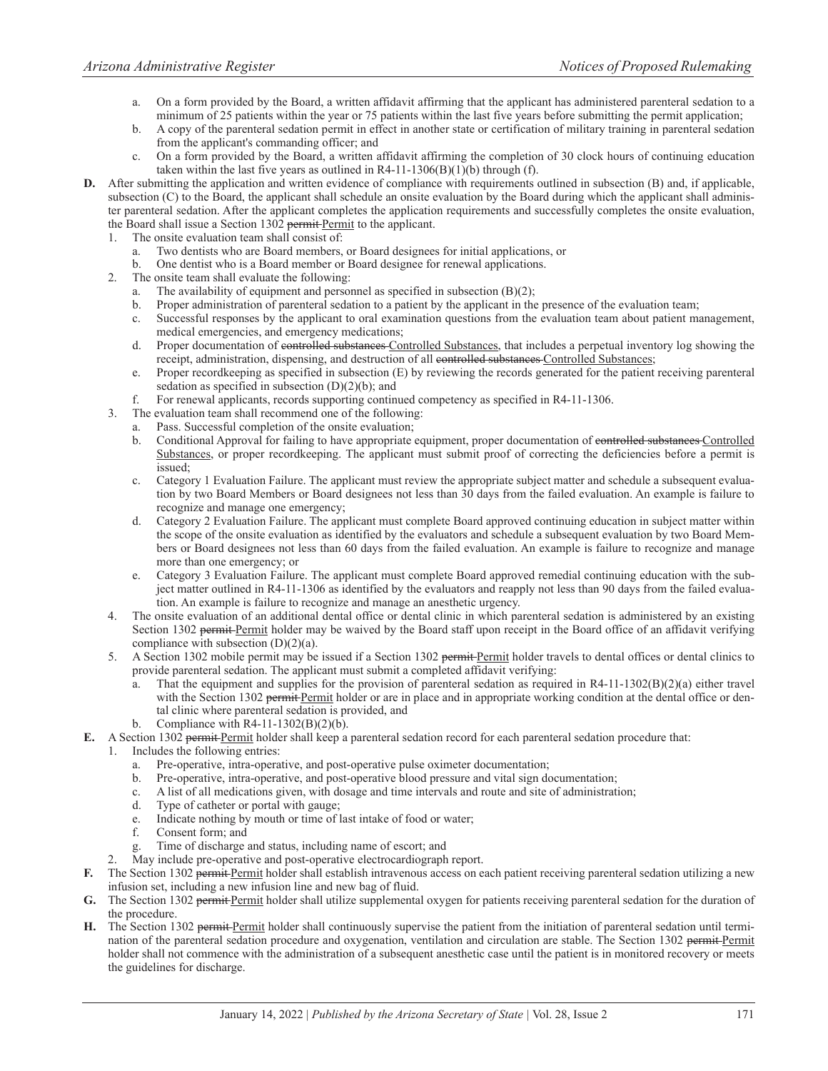a. On a form provided by the Board, a written affidavit affirming that the applicant has administered parenteral sedation to a minimum of 25 patients within the year or 75 patients within the last five years before submitting the permit application;

b. A copy of the parenteral sedation permit in effect in another state or certification of military training in parenteral sedation from the applicant's commanding officer; and

c. On a form provided by the Board, a written affidavit affirming the completion of 30 clock hours of continuing education taken within the last five years as outlined in R4-11-1306(B)(1)(b) through (f).

**D.** After submitting the application and written evidence of compliance with requirements outlined in subsection (B) and, if applicable, subsection (C) to the Board, the applicant shall schedule an onsite evaluation by the Board during which the applicant shall administer parenteral sedation. After the applicant completes the application requirements and successfully completes the onsite evaluation, the Board shall issue a Section 1302 ~~permit~~ Permit to the applicant.

1. The onsite evaluation team shall consist of:
   a. Two dentists who are Board members, or Board designees for initial applications, or
   b. One dentist who is a Board member or Board designee for renewal applications.
2. The onsite team shall evaluate the following:
   a. The availability of equipment and personnel as specified in subsection (B)(2);
   b. Proper administration of parenteral sedation to a patient by the applicant in the presence of the evaluation team;
   c. Successful responses by the applicant to oral examination questions from the evaluation team about patient management, medical emergencies, and emergency medications;
   d. Proper documentation of ~~controlled substances~~ Controlled Substances, that includes a perpetual inventory log showing the receipt, administration, dispensing, and destruction of all ~~controlled substances~~ Controlled Substances;
   e. Proper recordkeeping as specified in subsection (E) by reviewing the records generated for the patient receiving parenteral sedation as specified in subsection (D)(2)(b); and
   f. For renewal applicants, records supporting continued competency as specified in R4-11-1306.
3. The evaluation team shall recommend one of the following:
   a. Pass. Successful completion of the onsite evaluation;
   b. Conditional Approval for failing to have appropriate equipment, proper documentation of ~~controlled substances~~ Controlled Substances, or proper recordkeeping. The applicant must submit proof of correcting the deficiencies before a permit is issued;
   c. Category 1 Evaluation Failure. The applicant must review the appropriate subject matter and schedule a subsequent evaluation by two Board Members or Board designees not less than 30 days from the failed evaluation. An example is failure to recognize and manage one emergency;
   d. Category 2 Evaluation Failure. The applicant must complete Board approved continuing education in subject matter within the scope of the onsite evaluation as identified by the evaluators and schedule a subsequent evaluation by two Board Members or Board designees not less than 60 days from the failed evaluation. An example is failure to recognize and manage more than one emergency; or
   e. Category 3 Evaluation Failure. The applicant must complete Board approved remedial continuing education with the subject matter outlined in R4-11-1306 as identified by the evaluators and reapply not less than 90 days from the failed evaluation. An example is failure to recognize and manage an anesthetic urgency.
4. The onsite evaluation of an additional dental office or dental clinic in which parenteral sedation is administered by an existing Section 1302 ~~permit~~ Permit holder may be waived by the Board staff upon receipt in the Board office of an affidavit verifying compliance with subsection (D)(2)(a).
5. A Section 1302 mobile permit may be issued if a Section 1302 ~~permit~~ Permit holder travels to dental offices or dental clinics to provide parenteral sedation. The applicant must submit a completed affidavit verifying:
   a. That the equipment and supplies for the provision of parenteral sedation as required in R4-11-1302(B)(2)(a) either travel with the Section 1302 ~~permit~~ Permit holder or are in place and in appropriate working condition at the dental office or dental clinic where parenteral sedation is provided, and
   b. Compliance with R4-11-1302(B)(2)(b).

**E.** A Section 1302 ~~permit~~ Permit holder shall keep a parenteral sedation record for each parenteral sedation procedure that:

1. Includes the following entries:
   a. Pre-operative, intra-operative, and post-operative pulse oximeter documentation;
   b. Pre-operative, intra-operative, and post-operative blood pressure and vital sign documentation;
   c. A list of all medications given, with dosage and time intervals and route and site of administration;
   d. Type of catheter or portal with gauge;
   e. Indicate nothing by mouth or time of last intake of food or water;
   f. Consent form; and
   g. Time of discharge and status, including name of escort; and
2. May include pre-operative and post-operative electrocardiograph report.

**F.** The Section 1302 ~~permit~~ Permit holder shall establish intravenous access on each patient receiving parenteral sedation utilizing a new infusion set, including a new infusion line and new bag of fluid.

**G.** The Section 1302 ~~permit~~ Permit holder shall utilize supplemental oxygen for patients receiving parenteral sedation for the duration of the procedure.

**H.** The Section 1302 ~~permit~~ Permit holder shall continuously supervise the patient from the initiation of parenteral sedation until termination of the parenteral sedation procedure and oxygenation, ventilation and circulation are stable. The Section 1302 ~~permit~~ Permit holder shall not commence with the administration of a subsequent anesthetic case until the patient is in monitored recovery or meets the guidelines for discharge.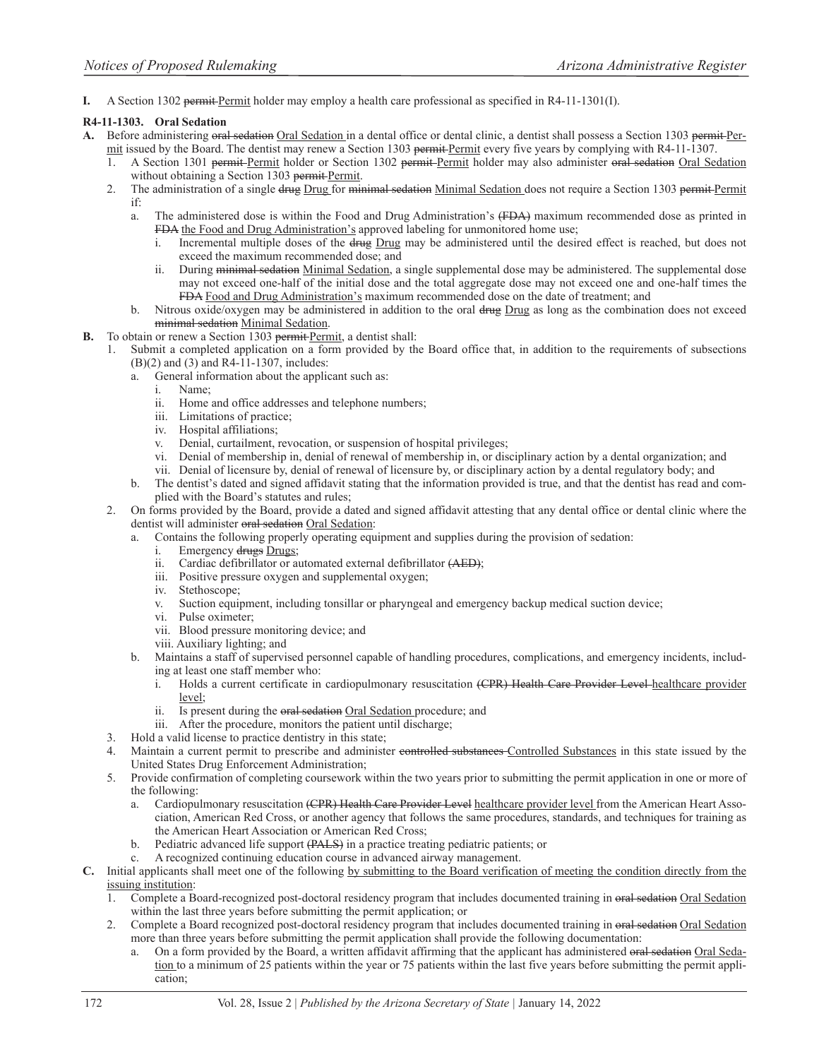**I.** A Section 1302 ~~permit~~ <u>Permit</u> holder may employ a health care professional as specified in R4-11-1301(I).

**R4-11-1303. Oral Sedation**

**A.** Before administering ~~oral sedation~~ <u>Oral Sedation</u> in a dental office or dental clinic, a dentist shall possess a Section 1303 ~~permit~~ <u>Permit</u> issued by the Board. The dentist may renew a Section 1303 ~~permit~~ <u>Permit</u> every five years by complying with R4-11-1307.

1. A Section 1301 ~~permit~~ <u>Permit</u> holder or Section 1302 ~~permit~~ <u>Permit</u> holder may also administer ~~oral sedation~~ <u>Oral Sedation</u> without obtaining a Section 1303 ~~permit~~ <u>Permit</u>.
2. The administration of a single ~~drug~~ <u>Drug</u> for ~~minimal sedation~~ <u>Minimal Sedation</u> does not require a Section 1303 ~~permit~~ <u>Permit</u> if:
   a. The administered dose is within the Food and Drug Administration's ~~(FDA)~~ maximum recommended dose as printed in ~~FDA~~ <u>the Food and Drug Administration's</u> approved labeling for unmonitored home use;
      i. Incremental multiple doses of the ~~drug~~ <u>Drug</u> may be administered until the desired effect is reached, but does not exceed the maximum recommended dose; and
      ii. During ~~minimal sedation~~ <u>Minimal Sedation</u>, a single supplemental dose may be administered. The supplemental dose may not exceed one-half of the initial dose and the total aggregate dose may not exceed one and one-half times the ~~FDA~~ <u>Food and Drug Administration's</u> maximum recommended dose on the date of treatment; and
   b. Nitrous oxide/oxygen may be administered in addition to the oral ~~drug~~ <u>Drug</u> as long as the combination does not exceed ~~minimal sedation~~ <u>Minimal Sedation</u>.

**B.** To obtain or renew a Section 1303 ~~permit~~ <u>Permit</u>, a dentist shall:

1. Submit a completed application on a form provided by the Board office that, in addition to the requirements of subsections (B)(2) and (3) and R4-11-1307, includes:
   a. General information about the applicant such as:
      i. Name;
      ii. Home and office addresses and telephone numbers;
      iii. Limitations of practice;
      iv. Hospital affiliations;
      v. Denial, curtailment, revocation, or suspension of hospital privileges;
      vi. Denial of membership in, denial of renewal of membership in, or disciplinary action by a dental organization; and
      vii. Denial of licensure by, denial of renewal of licensure by, or disciplinary action by a dental regulatory body; and
   b. The dentist's dated and signed affidavit stating that the information provided is true, and that the dentist has read and complied with the Board's statutes and rules;
2. On forms provided by the Board, provide a dated and signed affidavit attesting that any dental office or dental clinic where the dentist will administer ~~oral sedation~~ <u>Oral Sedation</u>:
   a. Contains the following properly operating equipment and supplies during the provision of sedation:
      i. Emergency ~~drugs~~ <u>Drugs</u>;
      ii. Cardiac defibrillator or automated external defibrillator ~~(AED)~~;
      iii. Positive pressure oxygen and supplemental oxygen;
      iv. Stethoscope;
      v. Suction equipment, including tonsillar or pharyngeal and emergency backup medical suction device;
      vi. Pulse oximeter;
      vii. Blood pressure monitoring device; and
      viii. Auxiliary lighting; and
   b. Maintains a staff of supervised personnel capable of handling procedures, complications, and emergency incidents, including at least one staff member who:
      i. Holds a current certificate in cardiopulmonary resuscitation ~~(CPR) Health Care Provider Level~~ <u>healthcare provider level</u>;
      ii. Is present during the ~~oral sedation~~ <u>Oral Sedation</u> procedure; and
      iii. After the procedure, monitors the patient until discharge;
3. Hold a valid license to practice dentistry in this state;
4. Maintain a current permit to prescribe and administer ~~controlled substances~~ <u>Controlled Substances</u> in this state issued by the United States Drug Enforcement Administration;
5. Provide confirmation of completing coursework within the two years prior to submitting the permit application in one or more of the following:
   a. Cardiopulmonary resuscitation ~~(CPR) Health Care Provider Level~~ <u>healthcare provider level</u> from the American Heart Association, American Red Cross, or another agency that follows the same procedures, standards, and techniques for training as the American Heart Association or American Red Cross;
   b. Pediatric advanced life support ~~(PALS)~~ in a practice treating pediatric patients; or
   c. A recognized continuing education course in advanced airway management.

**C.** Initial applicants shall meet one of the following <u>by submitting to the Board verification of meeting the condition directly from the issuing institution</u>:

1. Complete a Board-recognized post-doctoral residency program that includes documented training in ~~oral sedation~~ <u>Oral Sedation</u> within the last three years before submitting the permit application; or
2. Complete a Board recognized post-doctoral residency program that includes documented training in ~~oral sedation~~ <u>Oral Sedation</u> more than three years before submitting the permit application shall provide the following documentation:
   a. On a form provided by the Board, a written affidavit affirming that the applicant has administered ~~oral sedation~~ <u>Oral Sedation</u> to a minimum of 25 patients within the year or 75 patients within the last five years before submitting the permit application;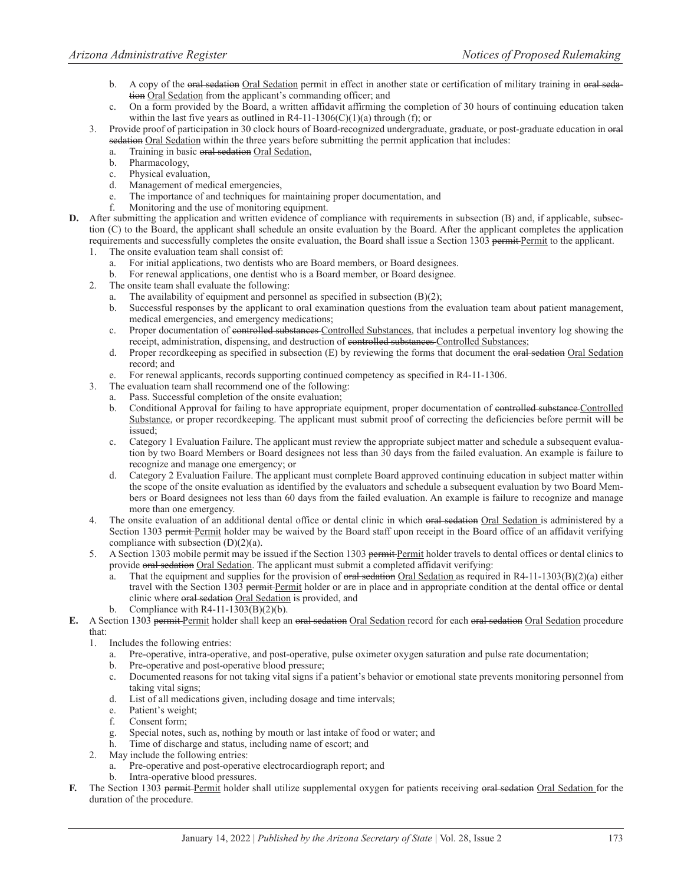b. A copy of the ~~oral sedation~~ Oral Sedation permit in effect in another state or certification of military training in ~~oral sedation~~ Oral Sedation from the applicant's commanding officer; and
c. On a form provided by the Board, a written affidavit affirming the completion of 30 hours of continuing education taken within the last five years as outlined in R4-11-1306(C)(1)(a) through (f); or

3. Provide proof of participation in 30 clock hours of Board-recognized undergraduate, graduate, or post-graduate education in ~~oral sedation~~ Oral Sedation within the three years before submitting the permit application that includes:
   a. Training in basic ~~oral sedation~~ Oral Sedation,
   b. Pharmacology,
   c. Physical evaluation,
   d. Management of medical emergencies,
   e. The importance of and techniques for maintaining proper documentation, and
   f. Monitoring and the use of monitoring equipment.

**D.** After submitting the application and written evidence of compliance with requirements in subsection (B) and, if applicable, subsection (C) to the Board, the applicant shall schedule an onsite evaluation by the Board. After the applicant completes the application requirements and successfully completes the onsite evaluation, the Board shall issue a Section 1303 ~~permit~~ Permit to the applicant.

1. The onsite evaluation team shall consist of:
   a. For initial applications, two dentists who are Board members, or Board designees.
   b. For renewal applications, one dentist who is a Board member, or Board designee.
2. The onsite team shall evaluate the following:
   a. The availability of equipment and personnel as specified in subsection (B)(2);
   b. Successful responses by the applicant to oral examination questions from the evaluation team about patient management, medical emergencies, and emergency medications;
   c. Proper documentation of ~~controlled substances~~ Controlled Substances, that includes a perpetual inventory log showing the receipt, administration, dispensing, and destruction of ~~controlled substances~~ Controlled Substances;
   d. Proper recordkeeping as specified in subsection (E) by reviewing the forms that document the ~~oral sedation~~ Oral Sedation record; and
   e. For renewal applicants, records supporting continued competency as specified in R4-11-1306.
3. The evaluation team shall recommend one of the following:
   a. Pass. Successful completion of the onsite evaluation;
   b. Conditional Approval for failing to have appropriate equipment, proper documentation of ~~controlled substance~~ Controlled Substance, or proper recordkeeping. The applicant must submit proof of correcting the deficiencies before permit will be issued;
   c. Category 1 Evaluation Failure. The applicant must review the appropriate subject matter and schedule a subsequent evaluation by two Board Members or Board designees not less than 30 days from the failed evaluation. An example is failure to recognize and manage one emergency; or
   d. Category 2 Evaluation Failure. The applicant must complete Board approved continuing education in subject matter within the scope of the onsite evaluation as identified by the evaluators and schedule a subsequent evaluation by two Board Members or Board designees not less than 60 days from the failed evaluation. An example is failure to recognize and manage more than one emergency.
4. The onsite evaluation of an additional dental office or dental clinic in which ~~oral sedation~~ Oral Sedation is administered by a Section 1303 ~~permit~~ Permit holder may be waived by the Board staff upon receipt in the Board office of an affidavit verifying compliance with subsection (D)(2)(a).
5. A Section 1303 mobile permit may be issued if the Section 1303 ~~permit~~ Permit holder travels to dental offices or dental clinics to provide ~~oral sedation~~ Oral Sedation. The applicant must submit a completed affidavit verifying:
   a. That the equipment and supplies for the provision of ~~oral sedation~~ Oral Sedation as required in R4-11-1303(B)(2)(a) either travel with the Section 1303 ~~permit~~ Permit holder or are in place and in appropriate condition at the dental office or dental clinic where ~~oral sedation~~ Oral Sedation is provided, and
   b. Compliance with R4-11-1303(B)(2)(b).

**E.** A Section 1303 ~~permit~~ Permit holder shall keep an ~~oral sedation~~ Oral Sedation record for each ~~oral sedation~~ Oral Sedation procedure that:

1. Includes the following entries:
   a. Pre-operative, intra-operative, and post-operative, pulse oximeter oxygen saturation and pulse rate documentation;
   b. Pre-operative and post-operative blood pressure;
   c. Documented reasons for not taking vital signs if a patient's behavior or emotional state prevents monitoring personnel from taking vital signs;
   d. List of all medications given, including dosage and time intervals;
   e. Patient's weight;
   f. Consent form;
   g. Special notes, such as, nothing by mouth or last intake of food or water; and
   h. Time of discharge and status, including name of escort; and
2. May include the following entries:
   a. Pre-operative and post-operative electrocardiograph report; and
   b. Intra-operative blood pressures.

**F.** The Section 1303 ~~permit~~ Permit holder shall utilize supplemental oxygen for patients receiving ~~oral sedation~~ Oral Sedation for the duration of the procedure.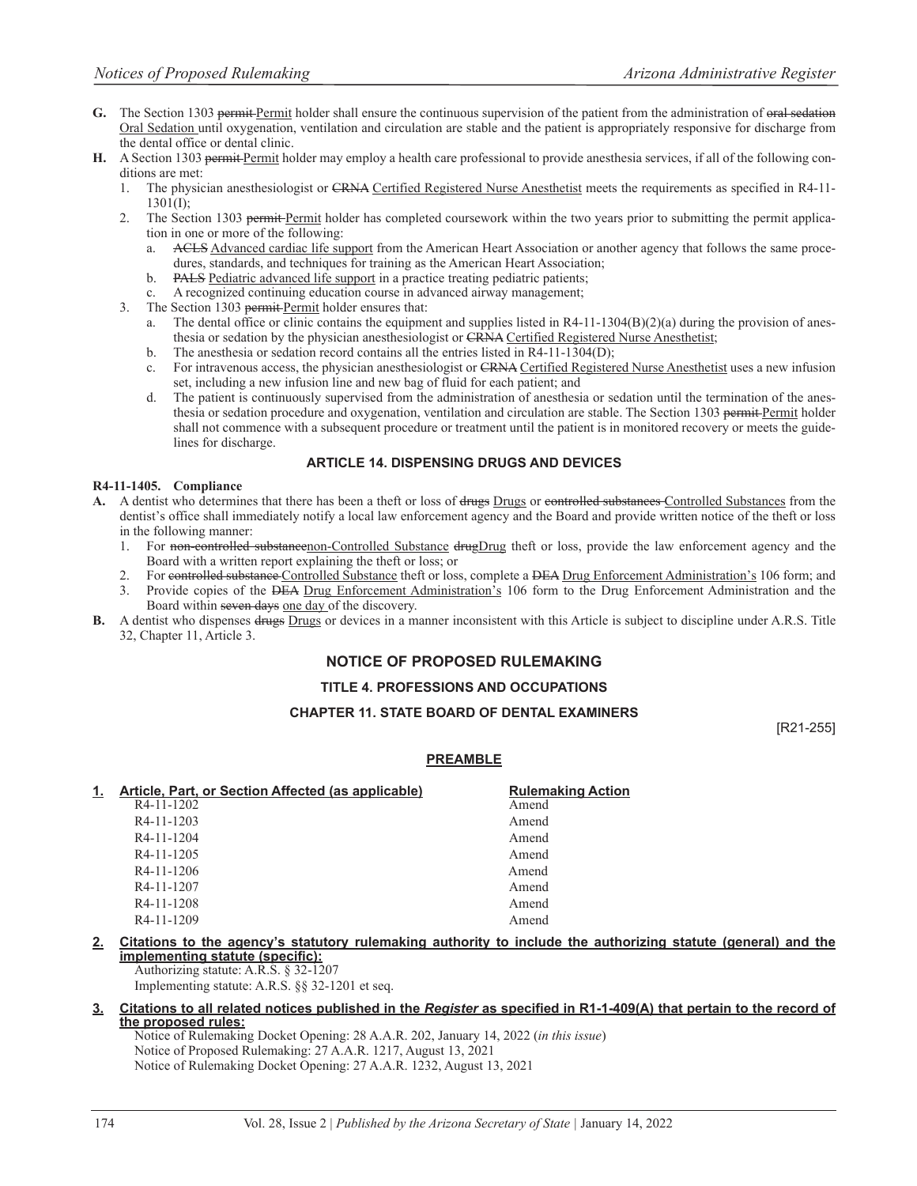**G.** The Section 1303 ~~permit~~ Permit holder shall ensure the continuous supervision of the patient from the administration of ~~oral sedation~~ Oral Sedation until oxygenation, ventilation and circulation are stable and the patient is appropriately responsive for discharge from the dental office or dental clinic.

**H.** A Section 1303 ~~permit~~ Permit holder may employ a health care professional to provide anesthesia services, if all of the following conditions are met:

1. The physician anesthesiologist or ~~CRNA~~ Certified Registered Nurse Anesthetist meets the requirements as specified in R4-11-1301(I);
2. The Section 1303 ~~permit~~ Permit holder has completed coursework within the two years prior to submitting the permit application in one or more of the following:
   a. ~~ACLS~~ Advanced cardiac life support from the American Heart Association or another agency that follows the same procedures, standards, and techniques for training as the American Heart Association;
   b. ~~PALS~~ Pediatric advanced life support in a practice treating pediatric patients;
   c. A recognized continuing education course in advanced airway management;
3. The Section 1303 ~~permit~~ Permit holder ensures that:
   a. The dental office or clinic contains the equipment and supplies listed in R4-11-1304(B)(2)(a) during the provision of anesthesia or sedation by the physician anesthesiologist or ~~CRNA~~ Certified Registered Nurse Anesthetist;
   b. The anesthesia or sedation record contains all the entries listed in R4-11-1304(D);
   c. For intravenous access, the physician anesthesiologist or ~~CRNA~~ Certified Registered Nurse Anesthetist uses a new infusion set, including a new infusion line and new bag of fluid for each patient; and
   d. The patient is continuously supervised from the administration of anesthesia or sedation until the termination of the anesthesia or sedation procedure and oxygenation, ventilation and circulation are stable. The Section 1303 ~~permit~~ Permit holder shall not commence with a subsequent procedure or treatment until the patient is in monitored recovery or meets the guidelines for discharge.

### ARTICLE 14. DISPENSING DRUGS AND DEVICES

**R4-11-1405. Compliance**

**A.** A dentist who determines that there has been a theft or loss of ~~drugs~~ Drugs or ~~controlled substances~~ Controlled Substances from the dentist's office shall immediately notify a local law enforcement agency and the Board and provide written notice of the theft or loss in the following manner:

1. For ~~non-controlled substance~~non-Controlled Substance ~~drug~~Drug theft or loss, provide the law enforcement agency and the Board with a written report explaining the theft or loss; or
2. For ~~controlled substance~~ Controlled Substance theft or loss, complete a ~~DEA~~ Drug Enforcement Administration's 106 form; and
3. Provide copies of the ~~DEA~~ Drug Enforcement Administration's 106 form to the Drug Enforcement Administration and the Board within ~~seven days~~ one day of the discovery.

**B.** A dentist who dispenses ~~drugs~~ Drugs or devices in a manner inconsistent with this Article is subject to discipline under A.R.S. Title 32, Chapter 11, Article 3.

## NOTICE OF PROPOSED RULEMAKING

### TITLE 4. PROFESSIONS AND OCCUPATIONS

### CHAPTER 11. STATE BOARD OF DENTAL EXAMINERS

[R21-255]

### PREAMBLE

**1. Article, Part, or Section Affected (as applicable)** — **Rulemaking Action**

| Article, Part, or Section Affected (as applicable) | Rulemaking Action |
|---|---|
| R4-11-1202 | Amend |
| R4-11-1203 | Amend |
| R4-11-1204 | Amend |
| R4-11-1205 | Amend |
| R4-11-1206 | Amend |
| R4-11-1207 | Amend |
| R4-11-1208 | Amend |
| R4-11-1209 | Amend |

**2. Citations to the agency's statutory rulemaking authority to include the authorizing statute (general) and the implementing statute (specific):**

Authorizing statute: A.R.S. § 32-1207

Implementing statute: A.R.S. §§ 32-1201 et seq.

**3. Citations to all related notices published in the *Register* as specified in R1-1-409(A) that pertain to the record of the proposed rules:**

Notice of Rulemaking Docket Opening: 28 A.A.R. 202, January 14, 2022 (*in this issue*)

Notice of Proposed Rulemaking: 27 A.A.R. 1217, August 13, 2021

Notice of Rulemaking Docket Opening: 27 A.A.R. 1232, August 13, 2021